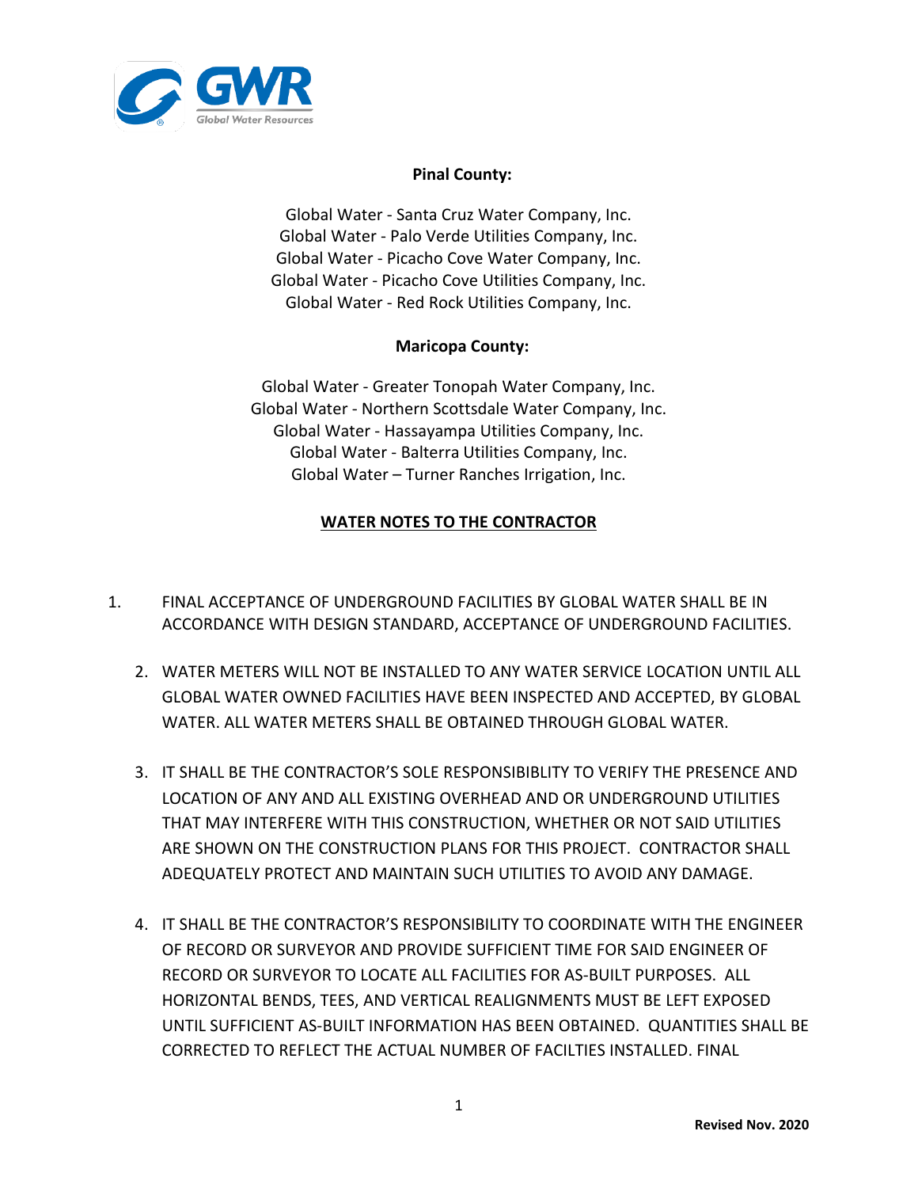**Pinal County:**

Global Water - Santa Cruz Water Company, Inc.
Global Water - Palo Verde Utilities Company, Inc.
Global Water - Picacho Cove Water Company, Inc.
Global Water - Picacho Cove Utilities Company, Inc.
Global Water - Red Rock Utilities Company, Inc.

**Maricopa County:**

Global Water - Greater Tonopah Water Company, Inc.
Global Water - Northern Scottsdale Water Company, Inc.
Global Water - Hassayampa Utilities Company, Inc.
Global Water - Balterra Utilities Company, Inc.
Global Water – Turner Ranches Irrigation, Inc.

## WATER NOTES TO THE CONTRACTOR

1. FINAL ACCEPTANCE OF UNDERGROUND FACILITIES BY GLOBAL WATER SHALL BE IN ACCORDANCE WITH DESIGN STANDARD, ACCEPTANCE OF UNDERGROUND FACILITIES.

2. WATER METERS WILL NOT BE INSTALLED TO ANY WATER SERVICE LOCATION UNTIL ALL GLOBAL WATER OWNED FACILITIES HAVE BEEN INSPECTED AND ACCEPTED, BY GLOBAL WATER. ALL WATER METERS SHALL BE OBTAINED THROUGH GLOBAL WATER.

3. IT SHALL BE THE CONTRACTOR'S SOLE RESPONSIBIBLITY TO VERIFY THE PRESENCE AND LOCATION OF ANY AND ALL EXISTING OVERHEAD AND OR UNDERGROUND UTILITIES THAT MAY INTERFERE WITH THIS CONSTRUCTION, WHETHER OR NOT SAID UTILITIES ARE SHOWN ON THE CONSTRUCTION PLANS FOR THIS PROJECT. CONTRACTOR SHALL ADEQUATELY PROTECT AND MAINTAIN SUCH UTILITIES TO AVOID ANY DAMAGE.

4. IT SHALL BE THE CONTRACTOR'S RESPONSIBILITY TO COORDINATE WITH THE ENGINEER OF RECORD OR SURVEYOR AND PROVIDE SUFFICIENT TIME FOR SAID ENGINEER OF RECORD OR SURVEYOR TO LOCATE ALL FACILITIES FOR AS-BUILT PURPOSES. ALL HORIZONTAL BENDS, TEES, AND VERTICAL REALIGNMENTS MUST BE LEFT EXPOSED UNTIL SUFFICIENT AS-BUILT INFORMATION HAS BEEN OBTAINED. QUANTITIES SHALL BE CORRECTED TO REFLECT THE ACTUAL NUMBER OF FACILTIES INSTALLED. FINAL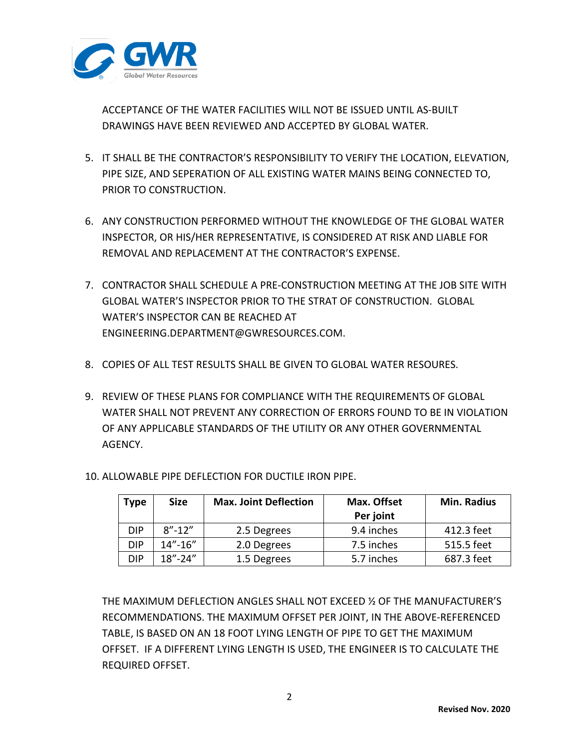ACCEPTANCE OF THE WATER FACILITIES WILL NOT BE ISSUED UNTIL AS-BUILT DRAWINGS HAVE BEEN REVIEWED AND ACCEPTED BY GLOBAL WATER.

5. IT SHALL BE THE CONTRACTOR'S RESPONSIBILITY TO VERIFY THE LOCATION, ELEVATION, PIPE SIZE, AND SEPERATION OF ALL EXISTING WATER MAINS BEING CONNECTED TO, PRIOR TO CONSTRUCTION.

6. ANY CONSTRUCTION PERFORMED WITHOUT THE KNOWLEDGE OF THE GLOBAL WATER INSPECTOR, OR HIS/HER REPRESENTATIVE, IS CONSIDERED AT RISK AND LIABLE FOR REMOVAL AND REPLACEMENT AT THE CONTRACTOR'S EXPENSE.

7. CONTRACTOR SHALL SCHEDULE A PRE-CONSTRUCTION MEETING AT THE JOB SITE WITH GLOBAL WATER'S INSPECTOR PRIOR TO THE STRAT OF CONSTRUCTION. GLOBAL WATER'S INSPECTOR CAN BE REACHED AT ENGINEERING.DEPARTMENT@GWRESOURCES.COM.

8. COPIES OF ALL TEST RESULTS SHALL BE GIVEN TO GLOBAL WATER RESOURES.

9. REVIEW OF THESE PLANS FOR COMPLIANCE WITH THE REQUIREMENTS OF GLOBAL WATER SHALL NOT PREVENT ANY CORRECTION OF ERRORS FOUND TO BE IN VIOLATION OF ANY APPLICABLE STANDARDS OF THE UTILITY OR ANY OTHER GOVERNMENTAL AGENCY.

10. ALLOWABLE PIPE DEFLECTION FOR DUCTILE IRON PIPE.

| Type | Size | Max. Joint Deflection | Max. Offset Per joint | Min. Radius |
|---|---|---|---|---|
| DIP | 8"-12" | 2.5 Degrees | 9.4 inches | 412.3 feet |
| DIP | 14"-16" | 2.0 Degrees | 7.5 inches | 515.5 feet |
| DIP | 18"-24" | 1.5 Degrees | 5.7 inches | 687.3 feet |

THE MAXIMUM DEFLECTION ANGLES SHALL NOT EXCEED ½ OF THE MANUFACTURER'S RECOMMENDATIONS. THE MAXIMUM OFFSET PER JOINT, IN THE ABOVE-REFERENCED TABLE, IS BASED ON AN 18 FOOT LYING LENGTH OF PIPE TO GET THE MAXIMUM OFFSET. IF A DIFFERENT LYING LENGTH IS USED, THE ENGINEER IS TO CALCULATE THE REQUIRED OFFSET.

**Revised Nov. 2020**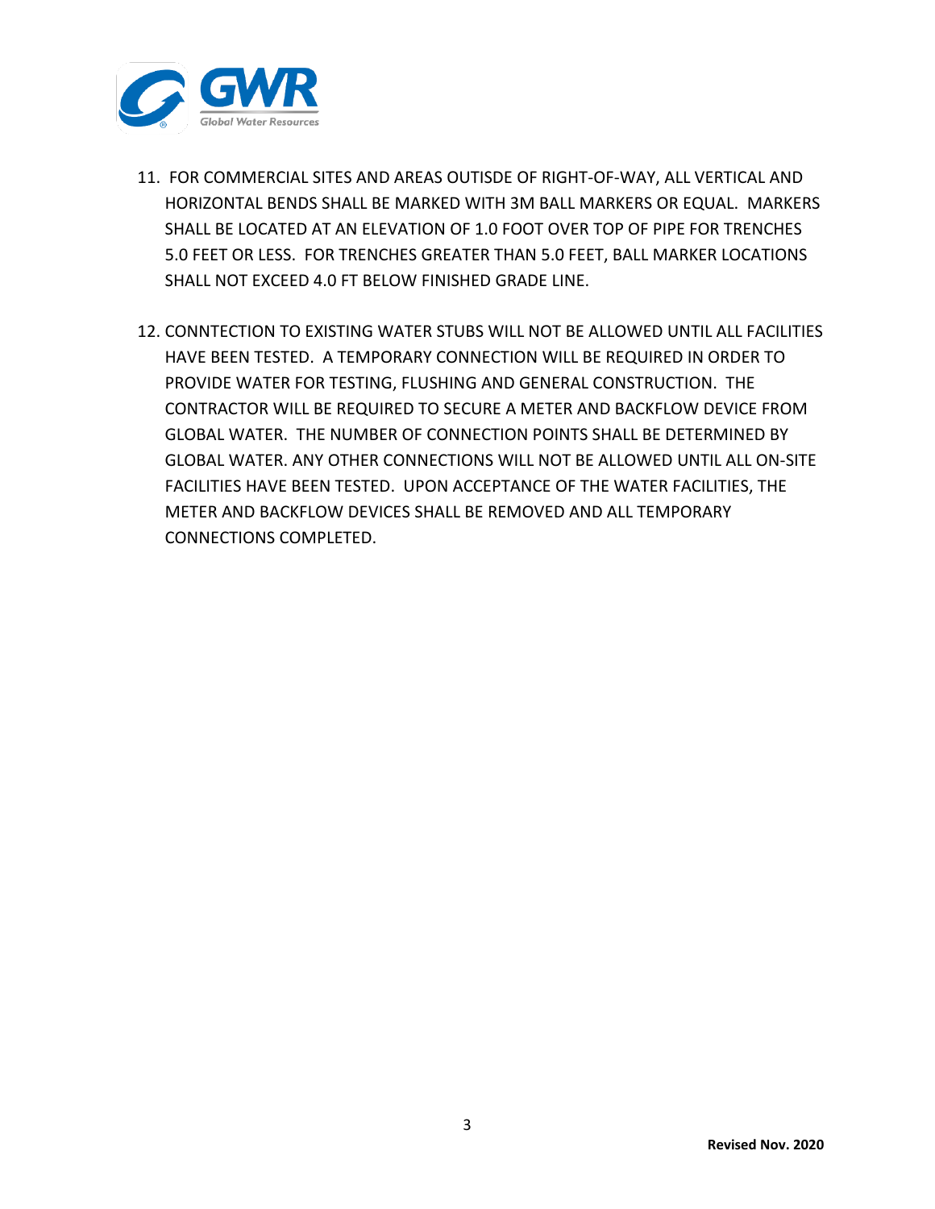11. FOR COMMERCIAL SITES AND AREAS OUTISDE OF RIGHT-OF-WAY, ALL VERTICAL AND HORIZONTAL BENDS SHALL BE MARKED WITH 3M BALL MARKERS OR EQUAL. MARKERS SHALL BE LOCATED AT AN ELEVATION OF 1.0 FOOT OVER TOP OF PIPE FOR TRENCHES 5.0 FEET OR LESS. FOR TRENCHES GREATER THAN 5.0 FEET, BALL MARKER LOCATIONS SHALL NOT EXCEED 4.0 FT BELOW FINISHED GRADE LINE.

12. CONNTECTION TO EXISTING WATER STUBS WILL NOT BE ALLOWED UNTIL ALL FACILITIES HAVE BEEN TESTED. A TEMPORARY CONNECTION WILL BE REQUIRED IN ORDER TO PROVIDE WATER FOR TESTING, FLUSHING AND GENERAL CONSTRUCTION. THE CONTRACTOR WILL BE REQUIRED TO SECURE A METER AND BACKFLOW DEVICE FROM GLOBAL WATER. THE NUMBER OF CONNECTION POINTS SHALL BE DETERMINED BY GLOBAL WATER. ANY OTHER CONNECTIONS WILL NOT BE ALLOWED UNTIL ALL ON-SITE FACILITIES HAVE BEEN TESTED. UPON ACCEPTANCE OF THE WATER FACILITIES, THE METER AND BACKFLOW DEVICES SHALL BE REMOVED AND ALL TEMPORARY CONNECTIONS COMPLETED.